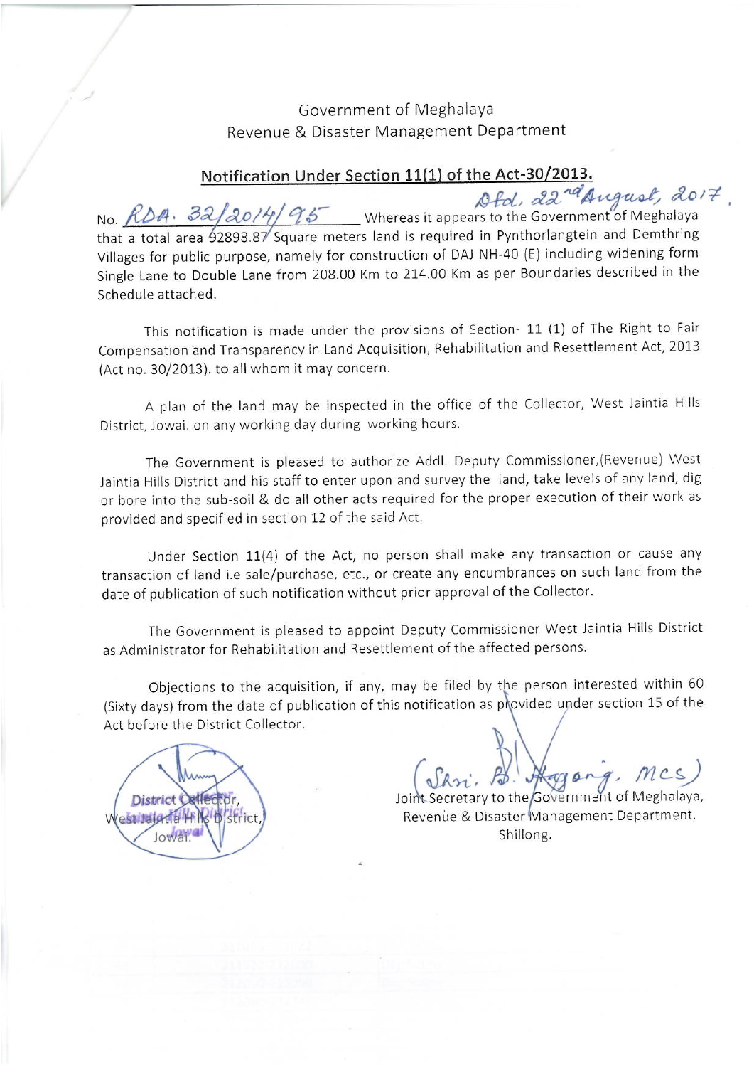Government of Meghalaya
Revenue & Disaster Management Department

## Notification Under Section 11(1) of the Act-30/2013.

Dtd, 22nd August, 2017.

No. RDA. 32/2014/95 Whereas it appears to the Government of Meghalaya that a total area 92898.87 Square meters land is required in Pynthorlangtein and Demthring Villages for public purpose, namely for construction of DAJ NH-40 (E) including widening form Single Lane to Double Lane from 208.00 Km to 214.00 Km as per Boundaries described in the Schedule attached.

This notification is made under the provisions of Section- 11 (1) of The Right to Fair Compensation and Transparency in Land Acquisition, Rehabilitation and Resettlement Act, 2013 (Act no. 30/2013). to all whom it may concern.

A plan of the land may be inspected in the office of the Collector, West Jaintia Hills District, Jowai. on any working day during working hours.

The Government is pleased to authorize Addl. Deputy Commissioner,(Revenue) West Jaintia Hills District and his staff to enter upon and survey the land, take levels of any land, dig or bore into the sub-soil & do all other acts required for the proper execution of their work as provided and specified in section 12 of the said Act.

Under Section 11(4) of the Act, no person shall make any transaction or cause any transaction of land i.e sale/purchase, etc., or create any encumbrances on such land from the date of publication of such notification without prior approval of the Collector.

The Government is pleased to appoint Deputy Commissioner West Jaintia Hills District as Administrator for Rehabilitation and Resettlement of the affected persons.

Objections to the acquisition, if any, may be filed by the person interested within 60 (Sixty days) from the date of publication of this notification as provided under section 15 of the Act before the District Collector.

District Collector,
West Jaintia Hills District,
Jowai.

(Shri. B. Hagong. MCS)
Joint Secretary to the Government of Meghalaya,
Revenue & Disaster Management Department.
Shillong.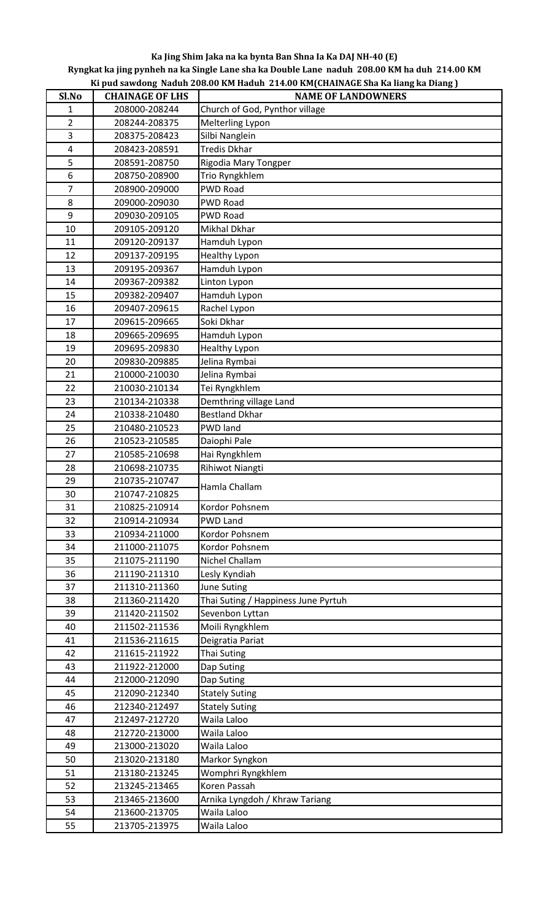**Ka Jing Shim Jaka na ka bynta Ban Shna Ia Ka DAJ NH-40 (E)**

**Ryngkat ka jing pynheh na ka Single Lane sha ka Double Lane naduh 208.00 KM ha duh 214.00 KM**

**Ki pud sawdong Naduh 208.00 KM Haduh 214.00 KM(CHAINAGE Sha Ka liang ka Diang )**

| Sl.No | CHAINAGE OF LHS | NAME OF LANDOWNERS |
|---|---|---|
| 1 | 208000-208244 | Church of God, Pynthor village |
| 2 | 208244-208375 | Melterling Lypon |
| 3 | 208375-208423 | Silbi Nanglein |
| 4 | 208423-208591 | Tredis Dkhar |
| 5 | 208591-208750 | Rigodia Mary Tongper |
| 6 | 208750-208900 | Trio Ryngkhlem |
| 7 | 208900-209000 | PWD Road |
| 8 | 209000-209030 | PWD Road |
| 9 | 209030-209105 | PWD Road |
| 10 | 209105-209120 | Mikhal Dkhar |
| 11 | 209120-209137 | Hamduh Lypon |
| 12 | 209137-209195 | Healthy Lypon |
| 13 | 209195-209367 | Hamduh Lypon |
| 14 | 209367-209382 | Linton Lypon |
| 15 | 209382-209407 | Hamduh Lypon |
| 16 | 209407-209615 | Rachel Lypon |
| 17 | 209615-209665 | Soki Dkhar |
| 18 | 209665-209695 | Hamduh Lypon |
| 19 | 209695-209830 | Healthy Lypon |
| 20 | 209830-209885 | Jelina Rymbai |
| 21 | 210000-210030 | Jelina Rymbai |
| 22 | 210030-210134 | Tei Ryngkhlem |
| 23 | 210134-210338 | Demthring village Land |
| 24 | 210338-210480 | Bestland Dkhar |
| 25 | 210480-210523 | PWD land |
| 26 | 210523-210585 | Daiophi Pale |
| 27 | 210585-210698 | Hai Ryngkhlem |
| 28 | 210698-210735 | Rihiwot Niangti |
| 29 | 210735-210747 | Hamla Challam |
| 30 | 210747-210825 | |
| 31 | 210825-210914 | Kordor Pohsnem |
| 32 | 210914-210934 | PWD Land |
| 33 | 210934-211000 | Kordor Pohsnem |
| 34 | 211000-211075 | Kordor Pohsnem |
| 35 | 211075-211190 | Nichel Challam |
| 36 | 211190-211310 | Lesly Kyndiah |
| 37 | 211310-211360 | June Suting |
| 38 | 211360-211420 | Thai Suting / Happiness June Pyrtuh |
| 39 | 211420-211502 | Sevenbon Lyttan |
| 40 | 211502-211536 | Moili Ryngkhlem |
| 41 | 211536-211615 | Deigratia Pariat |
| 42 | 211615-211922 | Thai Suting |
| 43 | 211922-212000 | Dap Suting |
| 44 | 212000-212090 | Dap Suting |
| 45 | 212090-212340 | Stately Suting |
| 46 | 212340-212497 | Stately Suting |
| 47 | 212497-212720 | Waila Laloo |
| 48 | 212720-213000 | Waila Laloo |
| 49 | 213000-213020 | Waila Laloo |
| 50 | 213020-213180 | Markor Syngkon |
| 51 | 213180-213245 | Womphri Ryngkhlem |
| 52 | 213245-213465 | Koren Passah |
| 53 | 213465-213600 | Arnika Lyngdoh / Khraw Tariang |
| 54 | 213600-213705 | Waila Laloo |
| 55 | 213705-213975 | Waila Laloo |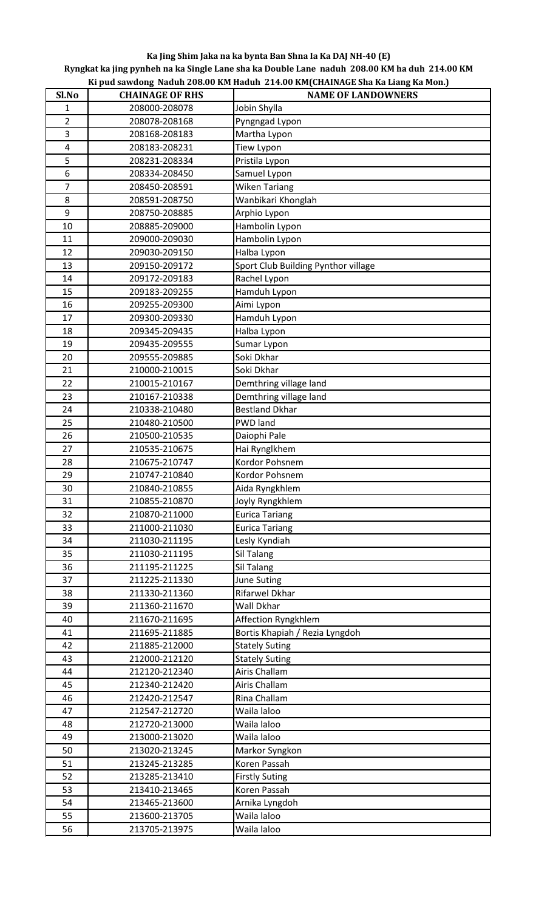**Ka Jing Shim Jaka na ka bynta Ban Shna Ia Ka DAJ NH-40 (E)**

**Ryngkat ka jing pynheh na ka Single Lane sha ka Double Lane naduh 208.00 KM ha duh 214.00 KM**

**Ki pud sawdong Naduh 208.00 KM Haduh 214.00 KM(CHAINAGE Sha Ka Liang Ka Mon.)**

| Sl.No | CHAINAGE OF RHS | NAME OF LANDOWNERS |
|---|---|---|
| 1 | 208000-208078 | Jobin Shylla |
| 2 | 208078-208168 | Pyngngad Lypon |
| 3 | 208168-208183 | Martha Lypon |
| 4 | 208183-208231 | Tiew Lypon |
| 5 | 208231-208334 | Pristila Lypon |
| 6 | 208334-208450 | Samuel Lypon |
| 7 | 208450-208591 | Wiken Tariang |
| 8 | 208591-208750 | Wanbikari Khonglah |
| 9 | 208750-208885 | Arphio Lypon |
| 10 | 208885-209000 | Hambolin Lypon |
| 11 | 209000-209030 | Hambolin Lypon |
| 12 | 209030-209150 | Halba Lypon |
| 13 | 209150-209172 | Sport Club Building Pynthor village |
| 14 | 209172-209183 | Rachel Lypon |
| 15 | 209183-209255 | Hamduh Lypon |
| 16 | 209255-209300 | Aimi Lypon |
| 17 | 209300-209330 | Hamduh Lypon |
| 18 | 209345-209435 | Halba Lypon |
| 19 | 209435-209555 | Sumar Lypon |
| 20 | 209555-209885 | Soki Dkhar |
| 21 | 210000-210015 | Soki Dkhar |
| 22 | 210015-210167 | Demthring village land |
| 23 | 210167-210338 | Demthring village land |
| 24 | 210338-210480 | Bestland Dkhar |
| 25 | 210480-210500 | PWD land |
| 26 | 210500-210535 | Daiophi Pale |
| 27 | 210535-210675 | Hai Rynglkhem |
| 28 | 210675-210747 | Kordor Pohsnem |
| 29 | 210747-210840 | Kordor Pohsnem |
| 30 | 210840-210855 | Aida Ryngkhlem |
| 31 | 210855-210870 | Joyly Ryngkhlem |
| 32 | 210870-211000 | Eurica Tariang |
| 33 | 211000-211030 | Eurica Tariang |
| 34 | 211030-211195 | Lesly Kyndiah |
| 35 | 211030-211195 | Sil Talang |
| 36 | 211195-211225 | Sil Talang |
| 37 | 211225-211330 | June Suting |
| 38 | 211330-211360 | Rifarwel Dkhar |
| 39 | 211360-211670 | Wall Dkhar |
| 40 | 211670-211695 | Affection Ryngkhlem |
| 41 | 211695-211885 | Bortis Khapiah / Rezia Lyngdoh |
| 42 | 211885-212000 | Stately Suting |
| 43 | 212000-212120 | Stately Suting |
| 44 | 212120-212340 | Airis Challam |
| 45 | 212340-212420 | Airis Challam |
| 46 | 212420-212547 | Rina Challam |
| 47 | 212547-212720 | Waila laloo |
| 48 | 212720-213000 | Waila laloo |
| 49 | 213000-213020 | Waila laloo |
| 50 | 213020-213245 | Markor Syngkon |
| 51 | 213245-213285 | Koren Passah |
| 52 | 213285-213410 | Firstly Suting |
| 53 | 213410-213465 | Koren Passah |
| 54 | 213465-213600 | Arnika Lyngdoh |
| 55 | 213600-213705 | Waila laloo |
| 56 | 213705-213975 | Waila laloo |